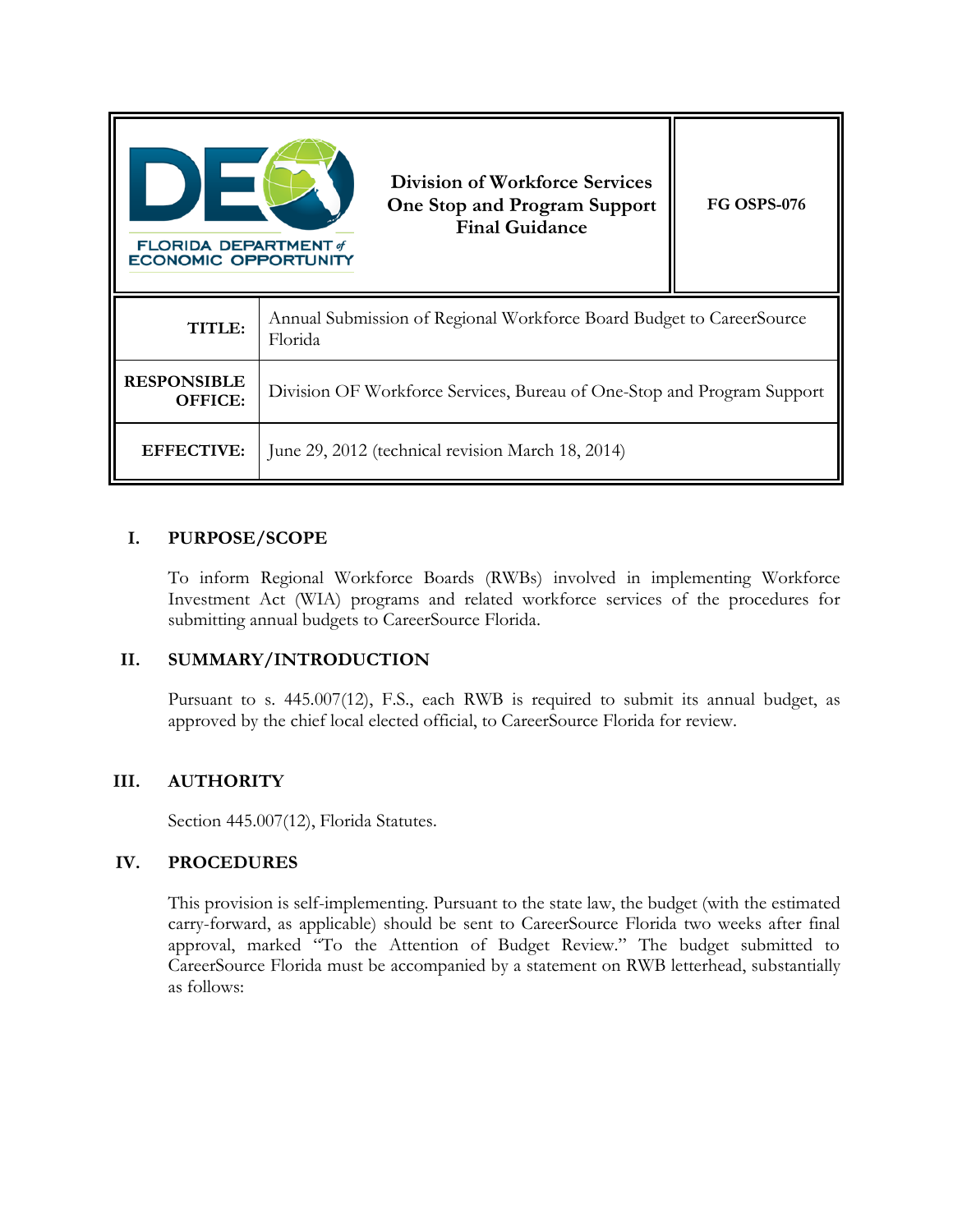| FLORIDA DEPARTMENT of ECONOMIC OPPORTUNITY | **Division of Workforce Services One Stop and Program Support Final Guidance** | **FG OSPS-076** |
|---|---|---|
| **TITLE:** | Annual Submission of Regional Workforce Board Budget to CareerSource Florida | |
| **RESPONSIBLE OFFICE:** | Division OF Workforce Services, Bureau of One-Stop and Program Support | |
| **EFFECTIVE:** | June 29, 2012 (technical revision March 18, 2014) | |

## I. PURPOSE/SCOPE

To inform Regional Workforce Boards (RWBs) involved in implementing Workforce Investment Act (WIA) programs and related workforce services of the procedures for submitting annual budgets to CareerSource Florida.

## II. SUMMARY/INTRODUCTION

Pursuant to s. 445.007(12), F.S., each RWB is required to submit its annual budget, as approved by the chief local elected official, to CareerSource Florida for review.

## III. AUTHORITY

Section 445.007(12), Florida Statutes.

## IV. PROCEDURES

This provision is self-implementing. Pursuant to the state law, the budget (with the estimated carry-forward, as applicable) should be sent to CareerSource Florida two weeks after final approval, marked "To the Attention of Budget Review." The budget submitted to CareerSource Florida must be accompanied by a statement on RWB letterhead, substantially as follows: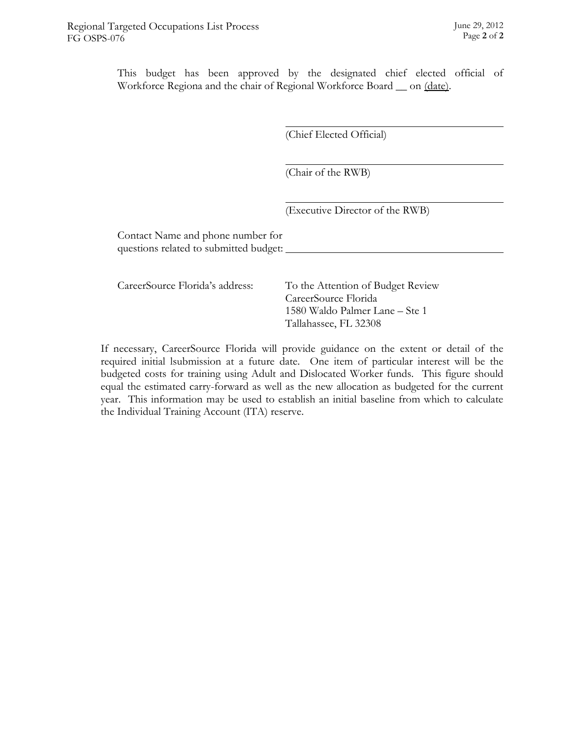This budget has been approved by the designated chief elected official of Workforce Regiona and the chair of Regional Workforce Board __ on (date).

\_\_\_\_\_\_\_\_\_\_\_\_\_\_\_\_\_\_\_\_\_\_\_\_\_\_\_\_\_\_\_\_\_\_\_\_\_\_\_\_

(Chief Elected Official)

\_\_\_\_\_\_\_\_\_\_\_\_\_\_\_\_\_\_\_\_\_\_\_\_\_\_\_\_\_\_\_\_\_\_\_\_\_\_\_\_

(Chair of the RWB)

\_\_\_\_\_\_\_\_\_\_\_\_\_\_\_\_\_\_\_\_\_\_\_\_\_\_\_\_\_\_\_\_\_\_\_\_\_\_\_\_

(Executive Director of the RWB)

Contact Name and phone number for questions related to submitted budget: \_\_\_\_\_\_\_\_\_\_\_\_\_\_\_\_\_\_\_\_\_\_\_\_\_\_\_\_\_\_\_\_\_\_\_\_\_\_\_\_

CareerSource Florida's address:

To the Attention of Budget Review
CareerSource Florida
1580 Waldo Palmer Lane – Ste 1
Tallahassee, FL 32308

If necessary, CareerSource Florida will provide guidance on the extent or detail of the required initial lsubmission at a future date. One item of particular interest will be the budgeted costs for training using Adult and Dislocated Worker funds. This figure should equal the estimated carry-forward as well as the new allocation as budgeted for the current year. This information may be used to establish an initial baseline from which to calculate the Individual Training Account (ITA) reserve.